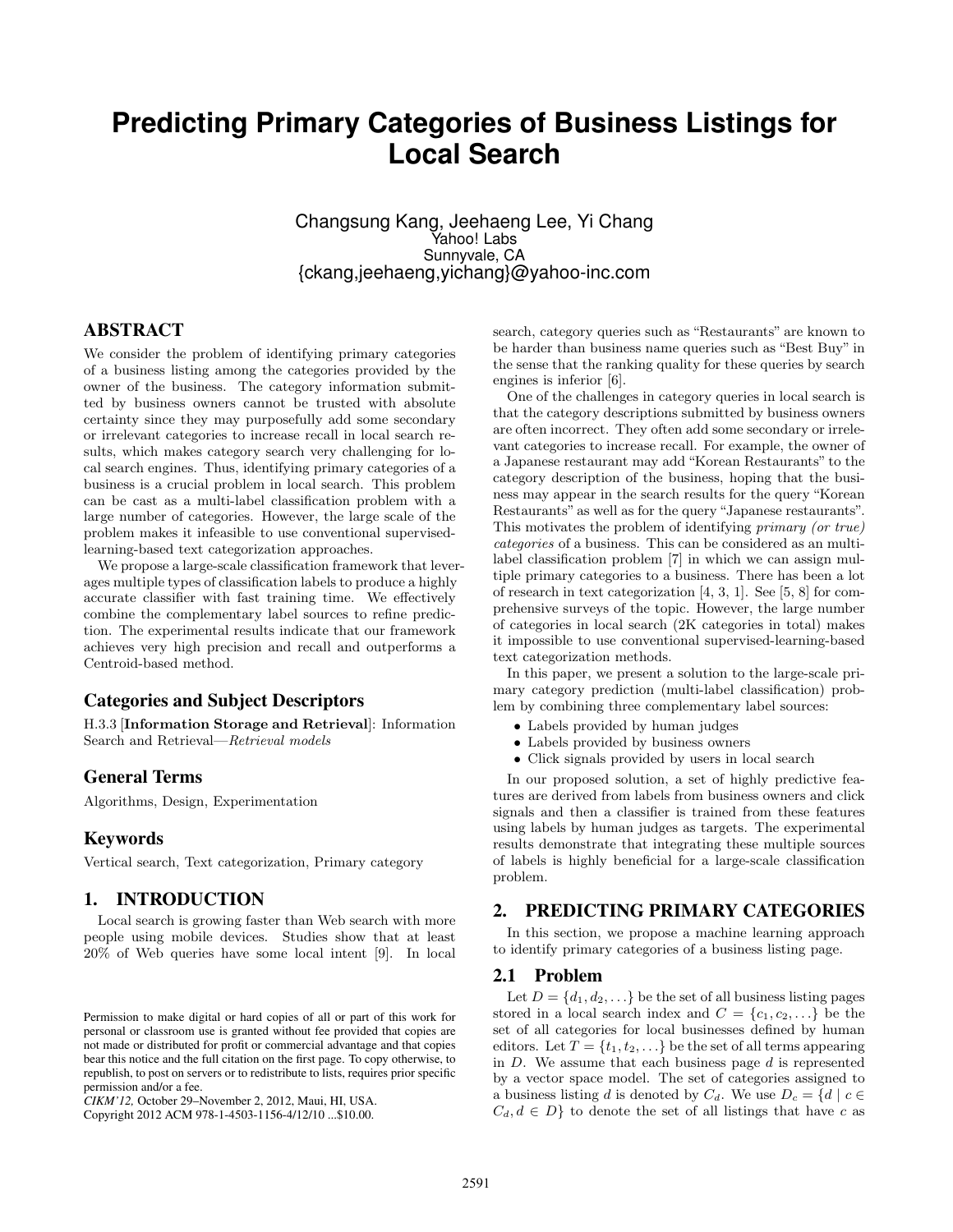# Predicting Primary Categories of Business Listings for Local Search

Changsung Kang, Jeehaeng Lee, Yi Chang
Yahoo! Labs
Sunnyvale, CA
{ckang,jeehaeng,yichang}@yahoo-inc.com

## ABSTRACT

We consider the problem of identifying primary categories of a business listing among the categories provided by the owner of the business. The category information submitted by business owners cannot be trusted with absolute certainty since they may purposefully add some secondary or irrelevant categories to increase recall in local search results, which makes category search very challenging for local search engines. Thus, identifying primary categories of a business is a crucial problem in local search. This problem can be cast as a multi-label classification problem with a large number of categories. However, the large scale of the problem makes it infeasible to use conventional supervised-learning-based text categorization approaches.

We propose a large-scale classification framework that leverages multiple types of classification labels to produce a highly accurate classifier with fast training time. We effectively combine the complementary label sources to refine prediction. The experimental results indicate that our framework achieves very high precision and recall and outperforms a Centroid-based method.

### Categories and Subject Descriptors

H.3.3 [**Information Storage and Retrieval**]: Information Search and Retrieval—*Retrieval models*

### General Terms

Algorithms, Design, Experimentation

### Keywords

Vertical search, Text categorization, Primary category

## 1. INTRODUCTION

Local search is growing faster than Web search with more people using mobile devices. Studies show that at least 20% of Web queries have some local intent [9]. In local search, category queries such as "Restaurants" are known to be harder than business name queries such as "Best Buy" in the sense that the ranking quality for these queries by search engines is inferior [6].

One of the challenges in category queries in local search is that the category descriptions submitted by business owners are often incorrect. They often add some secondary or irrelevant categories to increase recall. For example, the owner of a Japanese restaurant may add "Korean Restaurants" to the category description of the business, hoping that the business may appear in the search results for the query "Korean Restaurants" as well as for the query "Japanese restaurants". This motivates the problem of identifying *primary (or true) categories* of a business. This can be considered as an multi-label classification problem [7] in which we can assign multiple primary categories to a business. There has been a lot of research in text categorization [4, 3, 1]. See [5, 8] for comprehensive surveys of the topic. However, the large number of categories in local search (2K categories in total) makes it impossible to use conventional supervised-learning-based text categorization methods.

In this paper, we present a solution to the large-scale primary category prediction (multi-label classification) problem by combining three complementary label sources:

- Labels provided by human judges
- Labels provided by business owners
- Click signals provided by users in local search

In our proposed solution, a set of highly predictive features are derived from labels from business owners and click signals and then a classifier is trained from these features using labels by human judges as targets. The experimental results demonstrate that integrating these multiple sources of labels is highly beneficial for a large-scale classification problem.

## 2. PREDICTING PRIMARY CATEGORIES

In this section, we propose a machine learning approach to identify primary categories of a business listing page.

### 2.1 Problem

Let $D = \{d_1, d_2, \ldots\}$ be the set of all business listing pages stored in a local search index and $C = \{c_1, c_2, \ldots\}$ be the set of all categories for local businesses defined by human editors. Let $T = \{t_1, t_2, \ldots\}$ be the set of all terms appearing in $D$. We assume that each business page $d$ is represented by a vector space model. The set of categories assigned to a business listing $d$ is denoted by $C_d$. We use $D_c = \{d \mid c \in C_d, d \in D\}$ to denote the set of all listings that have $c$ as

Permission to make digital or hard copies of all or part of this work for personal or classroom use is granted without fee provided that copies are not made or distributed for profit or commercial advantage and that copies bear this notice and the full citation on the first page. To copy otherwise, to republish, to post on servers or to redistribute to lists, requires prior specific permission and/or a fee.
*CIKM'12,* October 29–November 2, 2012, Maui, HI, USA.
Copyright 2012 ACM 978-1-4503-1156-4/12/10 ...$10.00.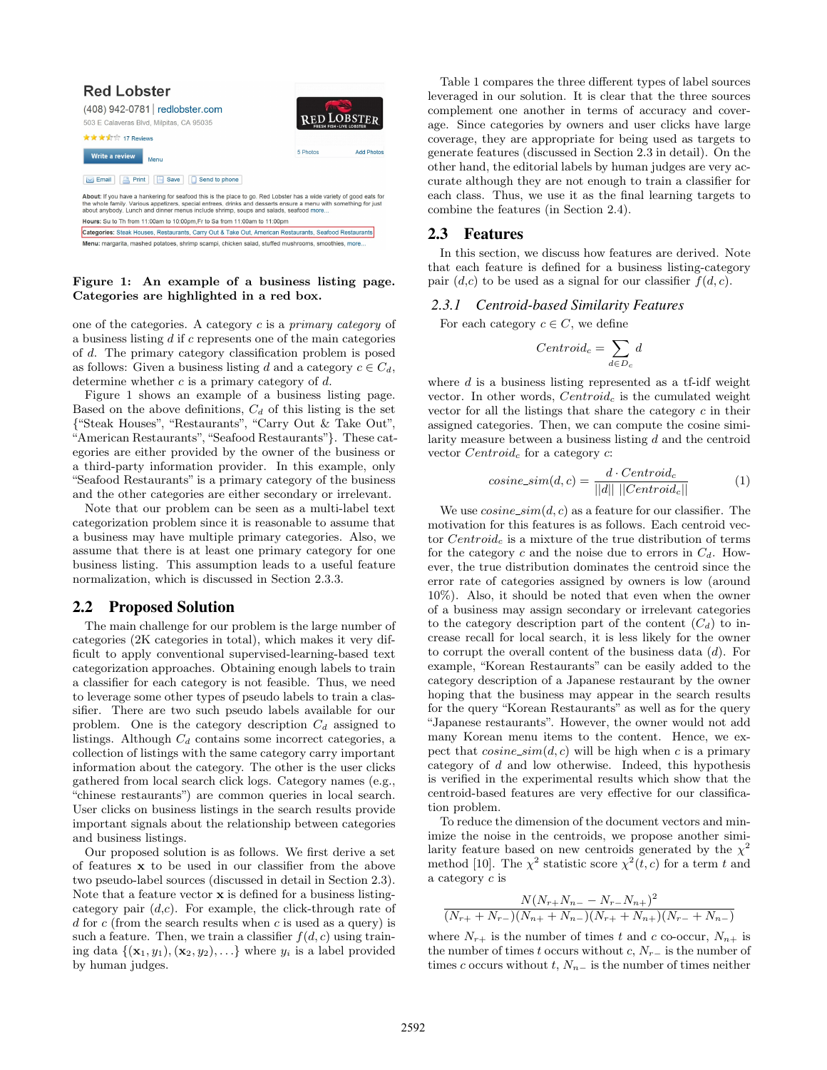**Figure 1: An example of a business listing page. Categories are highlighted in a red box.**

one of the categories. A category $c$ is a *primary category* of a business listing $d$ if $c$ represents one of the main categories of $d$. The primary category classification problem is posed as follows: Given a business listing $d$ and a category $c \in C_d$, determine whether $c$ is a primary category of $d$.

Figure 1 shows an example of a business listing page. Based on the above definitions, $C_d$ of this listing is the set {"Steak Houses", "Restaurants", "Carry Out & Take Out", "American Restaurants", "Seafood Restaurants"}. These categories are either provided by the owner of the business or a third-party information provider. In this example, only "Seafood Restaurants" is a primary category of the business and the other categories are either secondary or irrelevant.

Note that our problem can be seen as a multi-label text categorization problem since it is reasonable to assume that a business may have multiple primary categories. Also, we assume that there is at least one primary category for one business listing. This assumption leads to a useful feature normalization, which is discussed in Section 2.3.3.

## 2.2 Proposed Solution

The main challenge for our problem is the large number of categories (2K categories in total), which makes it very difficult to apply conventional supervised-learning-based text categorization approaches. Obtaining enough labels to train a classifier for each category is not feasible. Thus, we need to leverage some other types of pseudo labels to train a classifier. There are two such pseudo labels available for our problem. One is the category description $C_d$ assigned to listings. Although $C_d$ contains some incorrect categories, a collection of listings with the same category carry important information about the category. The other is the user clicks gathered from local search click logs. Category names (e.g., "chinese restaurants") are common queries in local search. User clicks on business listings in the search results provide important signals about the relationship between categories and business listings.

Our proposed solution is as follows. We first derive a set of features $\mathbf{x}$ to be used in our classifier from the above two pseudo-label sources (discussed in detail in Section 2.3). Note that a feature vector $\mathbf{x}$ is defined for a business listing-category pair $(d,c)$. For example, the click-through rate of $d$ for $c$ (from the search results when $c$ is used as a query) is such a feature. Then, we train a classifier $f(d, c)$ using training data $\{(\mathbf{x}_1, y_1), (\mathbf{x}_2, y_2), \ldots\}$ where $y_i$ is a label provided by human judges.

Table 1 compares the three different types of label sources leveraged in our solution. It is clear that the three sources complement one another in terms of accuracy and coverage. Since categories by owners and user clicks have large coverage, they are appropriate for being used as targets to generate features (discussed in Section 2.3 in detail). On the other hand, the editorial labels by human judges are very accurate although they are not enough to train a classifier for each class. Thus, we use it as the final learning targets to combine the features (in Section 2.4).

## 2.3 Features

In this section, we discuss how features are derived. Note that each feature is defined for a business listing-category pair $(d,c)$ to be used as a signal for our classifier $f(d, c)$.

### 2.3.1 Centroid-based Similarity Features

For each category $c \in C$, we define

$$Centroid_c = \sum_{d \in D_c} d$$

where $d$ is a business listing represented as a tf-idf weight vector. In other words, $Centroid_c$ is the cumulated weight vector for all the listings that share the category $c$ in their assigned categories. Then, we can compute the cosine similarity measure between a business listing $d$ and the centroid vector $Centroid_c$ for a category $c$:

$$cosine\_sim(d, c) = \frac{d \cdot Centroid_c}{||d|| \; ||Centroid_c||} \tag{1}$$

We use $cosine\_sim(d, c)$ as a feature for our classifier. The motivation for this features is as follows. Each centroid vector $Centroid_c$ is a mixture of the true distribution of terms for the category $c$ and the noise due to errors in $C_d$. However, the true distribution dominates the centroid since the error rate of categories assigned by owners is low (around 10%). Also, it should be noted that even when the owner of a business may assign secondary or irrelevant categories to the category description part of the content ($C_d$) to increase recall for local search, it is less likely for the owner to corrupt the overall content of the business data ($d$). For example, "Korean Restaurants" can be easily added to the category description of a Japanese restaurant by the owner hoping that the business may appear in the search results for the query "Korean Restaurants" as well as for the query "Japanese restaurants". However, the owner would not add many Korean menu items to the content. Hence, we expect that $cosine\_sim(d, c)$ will be high when $c$ is a primary category of $d$ and low otherwise. Indeed, this hypothesis is verified in the experimental results which show that the centroid-based features are very effective for our classification problem.

To reduce the dimension of the document vectors and minimize the noise in the centroids, we propose another similarity feature based on new centroids generated by the $\chi^2$ method [10]. The $\chi^2$ statistic score $\chi^2(t, c)$ for a term $t$ and a category $c$ is

$$\frac{N(N_{r+}N_{n-} - N_{r-}N_{n+})^2}{(N_{r+} + N_{r-})(N_{n+} + N_{n-})(N_{r+} + N_{n+})(N_{r-} + N_{n-})}$$

where $N_{r+}$ is the number of times $t$ and $c$ co-occur, $N_{n+}$ is the number of times $t$ occurs without $c$, $N_{r-}$ is the number of times $c$ occurs without $t$, $N_{n-}$ is the number of times neither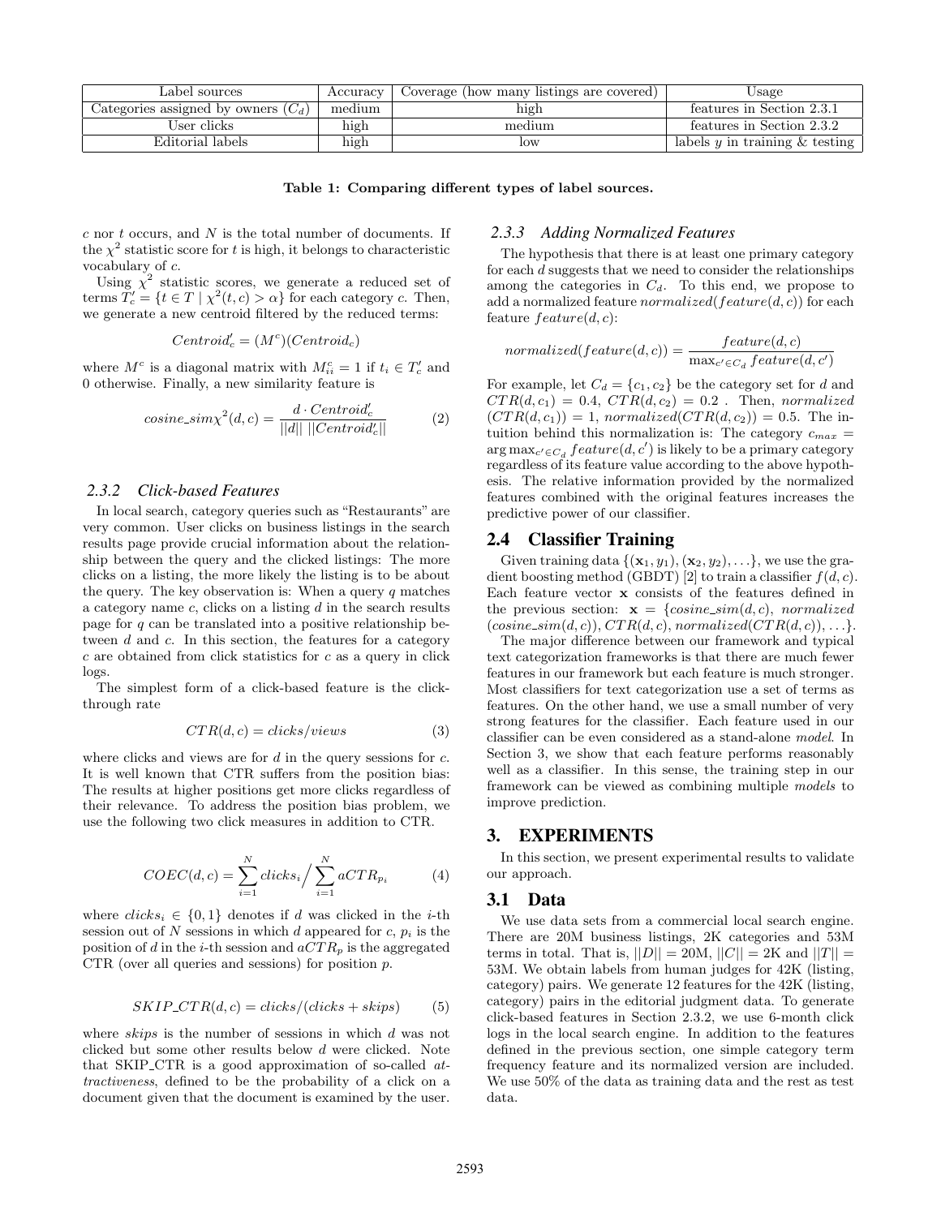| Label sources | Accuracy | Coverage (how many listings are covered) | Usage |
|---|---|---|---|
| Categories assigned by owners ($C_d$) | medium | high | features in Section 2.3.1 |
| User clicks | high | medium | features in Section 2.3.2 |
| Editorial labels | high | low | labels $y$ in training & testing |

**Table 1: Comparing different types of label sources.**

$c$ nor $t$ occurs, and $N$ is the total number of documents. If the $\chi^2$ statistic score for $t$ is high, it belongs to characteristic vocabulary of $c$.

Using $\chi^2$ statistic scores, we generate a reduced set of terms $T'_c = \{t \in T \mid \chi^2(t, c) > \alpha\}$ for each category $c$. Then, we generate a new centroid filtered by the reduced terms:

$$Centroid'_c = (M^c)(Centroid_c)$$

where $M^c$ is a diagonal matrix with $M^c_{ii} = 1$ if $t_i \in T'_c$ and 0 otherwise. Finally, a new similarity feature is

$$cosine\_sim\chi^2(d, c) = \frac{d \cdot Centroid'_c}{||d|| \, ||Centroid'_c||} \tag{2}$$

### 2.3.2 Click-based Features

In local search, category queries such as "Restaurants" are very common. User clicks on business listings in the search results page provide crucial information about the relationship between the query and the clicked listings: The more clicks on a listing, the more likely the listing is to be about the query. The key observation is: When a query $q$ matches a category name $c$, clicks on a listing $d$ in the search results page for $q$ can be translated into a positive relationship between $d$ and $c$. In this section, the features for a category $c$ are obtained from click statistics for $c$ as a query in click logs.

The simplest form of a click-based feature is the click-through rate

$$CTR(d, c) = clicks/views \tag{3}$$

where clicks and views are for $d$ in the query sessions for $c$. It is well known that CTR suffers from the position bias: The results at higher positions get more clicks regardless of their relevance. To address the position bias problem, we use the following two click measures in addition to CTR.

$$COEC(d, c) = \sum_{i=1}^{N} clicks_i \Big/ \sum_{i=1}^{N} aCTR_{p_i} \tag{4}$$

where $clicks_i \in \{0, 1\}$ denotes if $d$ was clicked in the $i$-th session out of $N$ sessions in which $d$ appeared for $c$, $p_i$ is the position of $d$ in the $i$-th session and $aCTR_p$ is the aggregated CTR (over all queries and sessions) for position $p$.

$$SKIP\_CTR(d, c) = clicks/(clicks + skips) \tag{5}$$

where *skips* is the number of sessions in which $d$ was not clicked but some other results below $d$ were clicked. Note that SKIP_CTR is a good approximation of so-called *attractiveness*, defined to be the probability of a click on a document given that the document is examined by the user.

### 2.3.3 Adding Normalized Features

The hypothesis that there is at least one primary category for each $d$ suggests that we need to consider the relationships among the categories in $C_d$. To this end, we propose to add a normalized feature $normalized(feature(d, c))$ for each feature $feature(d, c)$:

$$normalized(feature(d, c)) = \frac{feature(d, c)}{\max_{c' \in C_d} feature(d, c')}$$

For example, let $C_d = \{c_1, c_2\}$ be the category set for $d$ and $CTR(d, c_1) = 0.4$, $CTR(d, c_2) = 0.2$ . Then, $normalized(CTR(d, c_1)) = 1$, $normalized(CTR(d, c_2)) = 0.5$. The intuition behind this normalization is: The category $c_{max} = \arg\max_{c' \in C_d} feature(d, c')$ is likely to be a primary category regardless of its feature value according to the above hypothesis. The relative information provided by the normalized features combined with the original features increases the predictive power of our classifier.

## 2.4 Classifier Training

Given training data $\{(\mathbf{x}_1, y_1), (\mathbf{x}_2, y_2), \ldots\}$, we use the gradient boosting method (GBDT) [2] to train a classifier $f(d, c)$. Each feature vector $\mathbf{x}$ consists of the features defined in the previous section: $\mathbf{x} = \{cosine\_sim(d, c), normalized(cosine\_sim(d, c)), CTR(d, c), normalized(CTR(d, c)), \ldots\}$.

The major difference between our framework and typical text categorization frameworks is that there are much fewer features in our framework but each feature is much stronger. Most classifiers for text categorization use a set of terms as features. On the other hand, we use a small number of very strong features for the classifier. Each feature used in our classifier can be even considered as a stand-alone *model*. In Section 3, we show that each feature performs reasonably well as a classifier. In this sense, the training step in our framework can be viewed as combining multiple *models* to improve prediction.

# 3. EXPERIMENTS

In this section, we present experimental results to validate our approach.

## 3.1 Data

We use data sets from a commercial local search engine. There are 20M business listings, 2K categories and 53M terms in total. That is, $||D|| = 20M$, $||C|| = 2K$ and $||T|| = 53M$. We obtain labels from human judges for 42K (listing, category) pairs. We generate 12 features for the 42K (listing, category) pairs in the editorial judgment data. To generate click-based features in Section 2.3.2, we use 6-month click logs in the local search engine. In addition to the features defined in the previous section, one simple category term frequency feature and its normalized version are included. We use 50% of the data as training data and the rest as test data.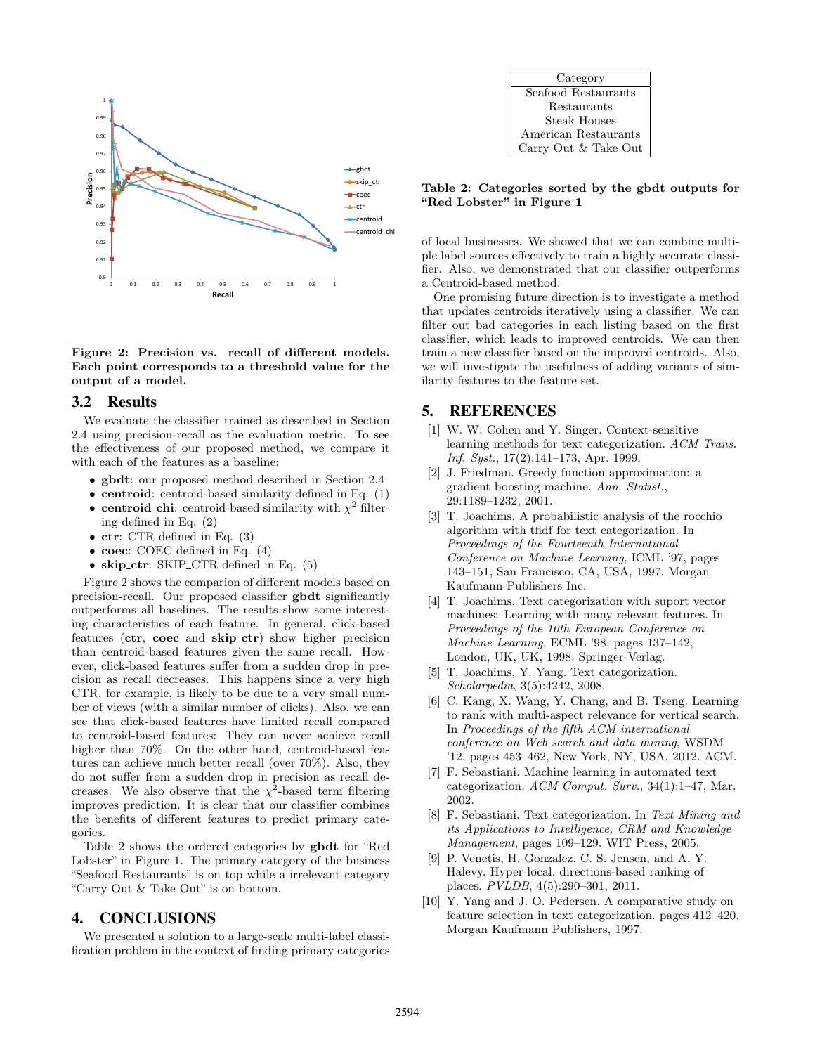Precision

1
0.99
0.98
0.97
0.96
0.95
0.94
0.93
0.92
0.91
0.9

0 0.1 0.2 0.3 0.4 0.5 0.6 0.7 0.8 0.9 1

Recall

gbdt
skip_ctr
coec
ctr
centroid
centroid_chi

**Figure 2: Precision vs. recall of different models. Each point corresponds to a threshold value for the output of a model.**

## 3.2 Results

We evaluate the classifier trained as described in Section 2.4 using precision-recall as the evaluation metric. To see the effectiveness of our proposed method, we compare it with each of the features as a baseline:

- **gbdt**: our proposed method described in Section 2.4
- **centroid**: centroid-based similarity defined in Eq. (1)
- **centroid_chi**: centroid-based similarity with $\chi^2$ filtering defined in Eq. (2)
- **ctr**: CTR defined in Eq. (3)
- **coec**: COEC defined in Eq. (4)
- **skip_ctr**: SKIP_CTR defined in Eq. (5)

Figure 2 shows the comparion of different models based on precision-recall. Our proposed classifier **gbdt** significantly outperforms all baselines. The results show some interesting characteristics of each feature. In general, click-based features (**ctr**, **coec** and **skip_ctr**) show higher precision than centroid-based features given the same recall. However, click-based features suffer from a sudden drop in precision as recall decreases. This happens since a very high CTR, for example, is likely to be due to a very small number of views (with a similar number of clicks). Also, we can see that click-based features have limited recall compared to centroid-based features: They can never achieve recall higher than 70%. On the other hand, centroid-based features can achieve much better recall (over 70%). Also, they do not suffer from a sudden drop in precision as recall decreases. We also observe that the $\chi^2$-based term filtering improves prediction. It is clear that our classifier combines the benefits of different features to predict primary categories.

Table 2 shows the ordered categories by **gbdt** for "Red Lobster" in Figure 1. The primary category of the business "Seafood Restaurants" is on top while a irrelevant category "Carry Out & Take Out" is on bottom.

| Category |
|---|
| Seafood Restaurants |
| Restaurants |
| Steak Houses |
| American Restaurants |
| Carry Out & Take Out |

**Table 2: Categories sorted by the gbdt outputs for "Red Lobster" in Figure 1**

# 4. CONCLUSIONS

We presented a solution to a large-scale multi-label classification problem in the context of finding primary categories of local businesses. We showed that we can combine multiple label sources effectively to train a highly accurate classifier. Also, we demonstrated that our classifier outperforms a Centroid-based method.

One promising future direction is to investigate a method that updates centroids iteratively using a classifier. We can filter out bad categories in each listing based on the first classifier, which leads to improved centroids. We can then train a new classifier based on the improved centroids. Also, we will investigate the usefulness of adding variants of similarity features to the feature set.

# 5. REFERENCES

[1] W. W. Cohen and Y. Singer. Context-sensitive learning methods for text categorization. *ACM Trans. Inf. Syst.*, 17(2):141–173, Apr. 1999.

[2] J. Friedman. Greedy function approximation: a gradient boosting machine. *Ann. Statist.*, 29:1189–1232, 2001.

[3] T. Joachims. A probabilistic analysis of the rocchio algorithm with tfidf for text categorization. In *Proceedings of the Fourteenth International Conference on Machine Learning*, ICML '97, pages 143–151, San Francisco, CA, USA, 1997. Morgan Kaufmann Publishers Inc.

[4] T. Joachims. Text categorization with suport vector machines: Learning with many relevant features. In *Proceedings of the 10th European Conference on Machine Learning*, ECML '98, pages 137–142, London, UK, UK, 1998. Springer-Verlag.

[5] T. Joachims, Y. Yang. Text categorization. *Scholarpedia*, 3(5):4242, 2008.

[6] C. Kang, X. Wang, Y. Chang, and B. Tseng. Learning to rank with multi-aspect relevance for vertical search. In *Proceedings of the fifth ACM international conference on Web search and data mining*, WSDM '12, pages 453–462, New York, NY, USA, 2012. ACM.

[7] F. Sebastiani. Machine learning in automated text categorization. *ACM Comput. Surv.*, 34(1):1–47, Mar. 2002.

[8] F. Sebastiani. Text categorization. In *Text Mining and its Applications to Intelligence, CRM and Knowledge Management*, pages 109–129. WIT Press, 2005.

[9] P. Venetis, H. Gonzalez, C. S. Jensen, and A. Y. Halevy. Hyper-local, directions-based ranking of places. *PVLDB*, 4(5):290–301, 2011.

[10] Y. Yang and J. O. Pedersen. A comparative study on feature selection in text categorization. pages 412–420. Morgan Kaufmann Publishers, 1997.